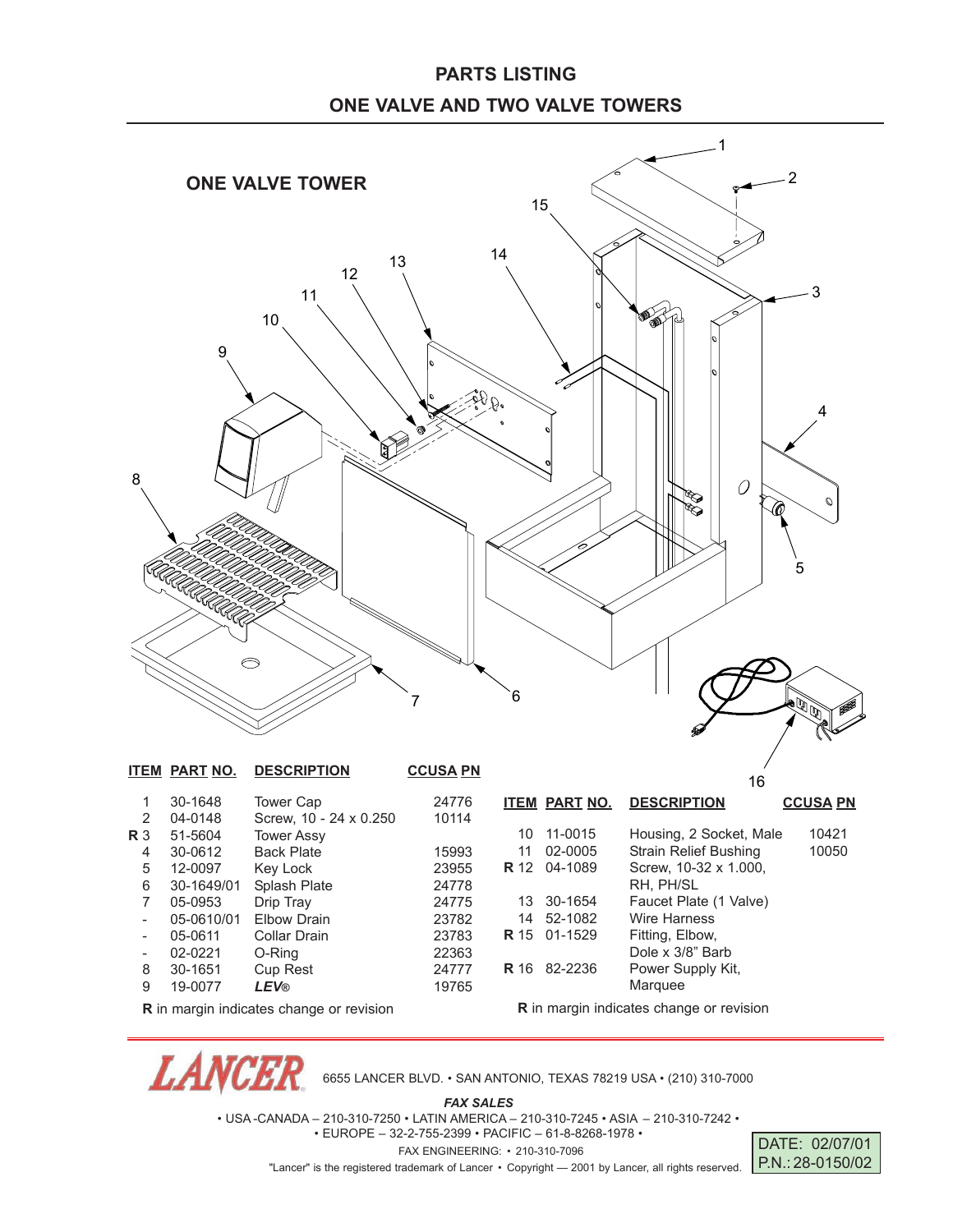# PARTS LISTING

## ONE VALVE AND TWO VALVE TOWERS

### ONE VALVE TOWER

| ITEM | PART NO. | DESCRIPTION | CCUSA PN |
|---|---|---|---|
| 1 | 30-1648 | Tower Cap | 24776 |
| 2 | 04-0148 | Screw, 10 - 24 x 0.250 | 10114 |
| **R** 3 | 51-5604 | Tower Assy | |
| 4 | 30-0612 | Back Plate | 15993 |
| 5 | 12-0097 | Key Lock | 23955 |
| 6 | 30-1649/01 | Splash Plate | 24778 |
| 7 | 05-0953 | Drip Tray | 24775 |
| - | 05-0610/01 | Elbow Drain | 23782 |
| - | 05-0611 | Collar Drain | 23783 |
| - | 02-0221 | O-Ring | 22363 |
| 8 | 30-1651 | Cup Rest | 24777 |
| 9 | 19-0077 | ***LEV®*** | 19765 |

**R** in margin indicates change or revision

| ITEM | PART NO. | DESCRIPTION | CCUSA PN |
|---|---|---|---|
| 10 | 11-0015 | Housing, 2 Socket, Male | 10421 |
| 11 | 02-0005 | Strain Relief Bushing | 10050 |
| **R** 12 | 04-1089 | Screw, 10-32 x 1.000, RH, PH/SL | |
| 13 | 30-1654 | Faucet Plate (1 Valve) | |
| 14 | 52-1082 | Wire Harness | |
| **R** 15 | 01-1529 | Fitting, Elbow, Dole x 3/8" Barb | |
| **R** 16 | 82-2236 | Power Supply Kit, Marquee | |

**R** in margin indicates change or revision

LANCER 6655 LANCER BLVD. • SAN ANTONIO, TEXAS 78219 USA • (210) 310-7000

***FAX SALES***

• USA -CANADA – 210-310-7250 • LATIN AMERICA – 210-310-7245 • ASIA – 210-310-7242 •
• EUROPE – 32-2-755-2399 • PACIFIC – 61-8-8268-1978 •

FAX ENGINEERING: • 210-310-7096

"Lancer" is the registered trademark of Lancer • Copyright — 2001 by Lancer, all rights reserved.

DATE: 02/07/01
P.N.: 28-0150/02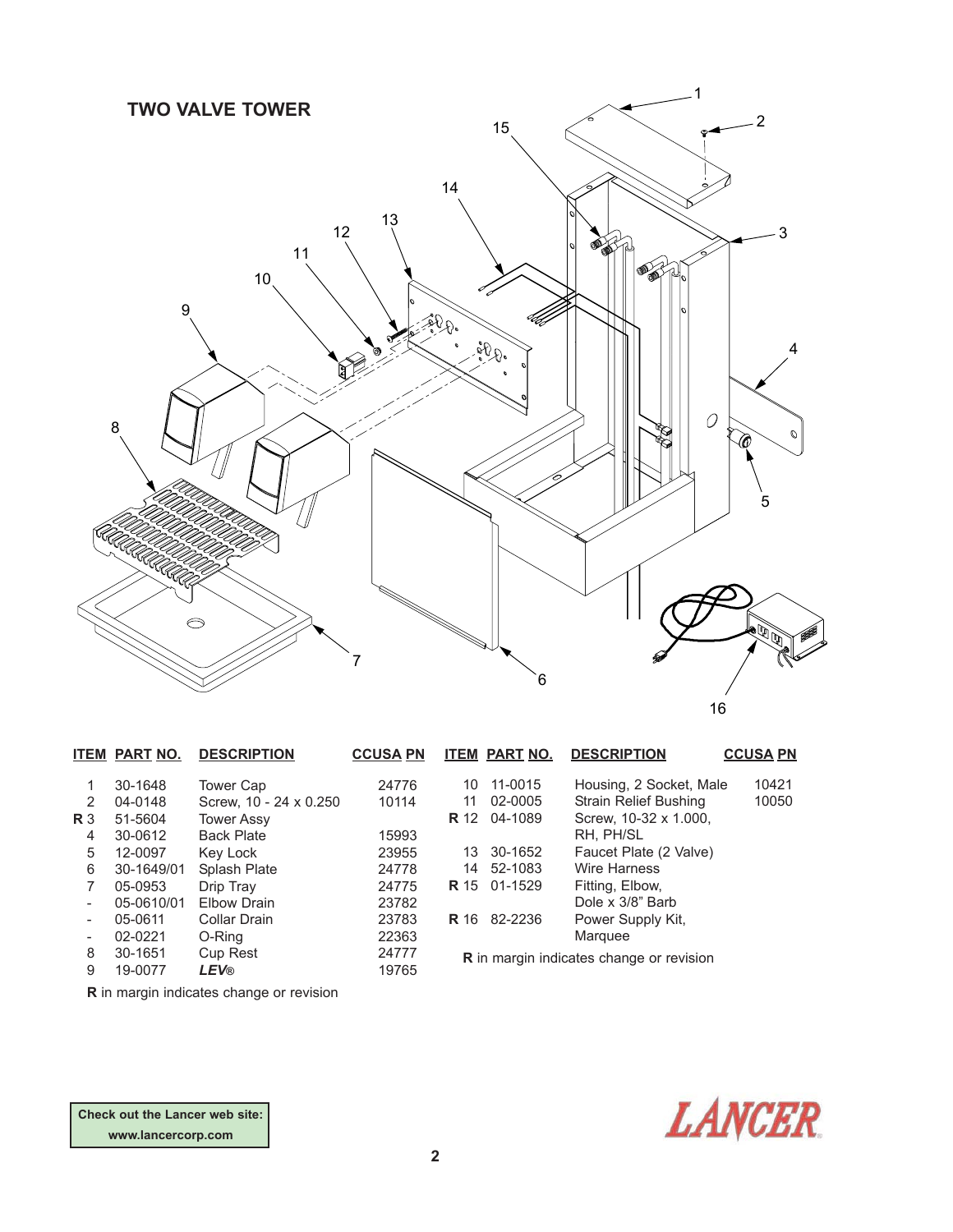## TWO VALVE TOWER

1
2
3
4
5
6
7
8
9
10
11
12
13
14
15
16

| ITEM | PART NO. | DESCRIPTION | CCUSA PN |
|---|---|---|---|
| 1 | 30-1648 | Tower Cap | 24776 |
| 2 | 04-0148 | Screw, 10 - 24 x 0.250 | 10114 |
| **R** 3 | 51-5604 | Tower Assy | |
| 4 | 30-0612 | Back Plate | 15993 |
| 5 | 12-0097 | Key Lock | 23955 |
| 6 | 30-1649/01 | Splash Plate | 24778 |
| 7 | 05-0953 | Drip Tray | 24775 |
| - | 05-0610/01 | Elbow Drain | 23782 |
| - | 05-0611 | Collar Drain | 23783 |
| - | 02-0221 | O-Ring | 22363 |
| 8 | 30-1651 | Cup Rest | 24777 |
| 9 | 19-0077 | ***LEV®*** | 19765 |

**R** in margin indicates change or revision

| ITEM | PART NO. | DESCRIPTION | CCUSA PN |
|---|---|---|---|
| 10 | 11-0015 | Housing, 2 Socket, Male | 10421 |
| 11 | 02-0005 | Strain Relief Bushing | 10050 |
| **R** 12 | 04-1089 | Screw, 10-32 x 1.000, RH, PH/SL | |
| 13 | 30-1652 | Faucet Plate (2 Valve) | |
| 14 | 52-1083 | Wire Harness | |
| **R** 15 | 01-1529 | Fitting, Elbow, Dole x 3/8" Barb | |
| **R** 16 | 82-2236 | Power Supply Kit, Marquee | |

**R** in margin indicates change or revision

**Check out the Lancer web site:**
**www.lancercorp.com**

LANCER